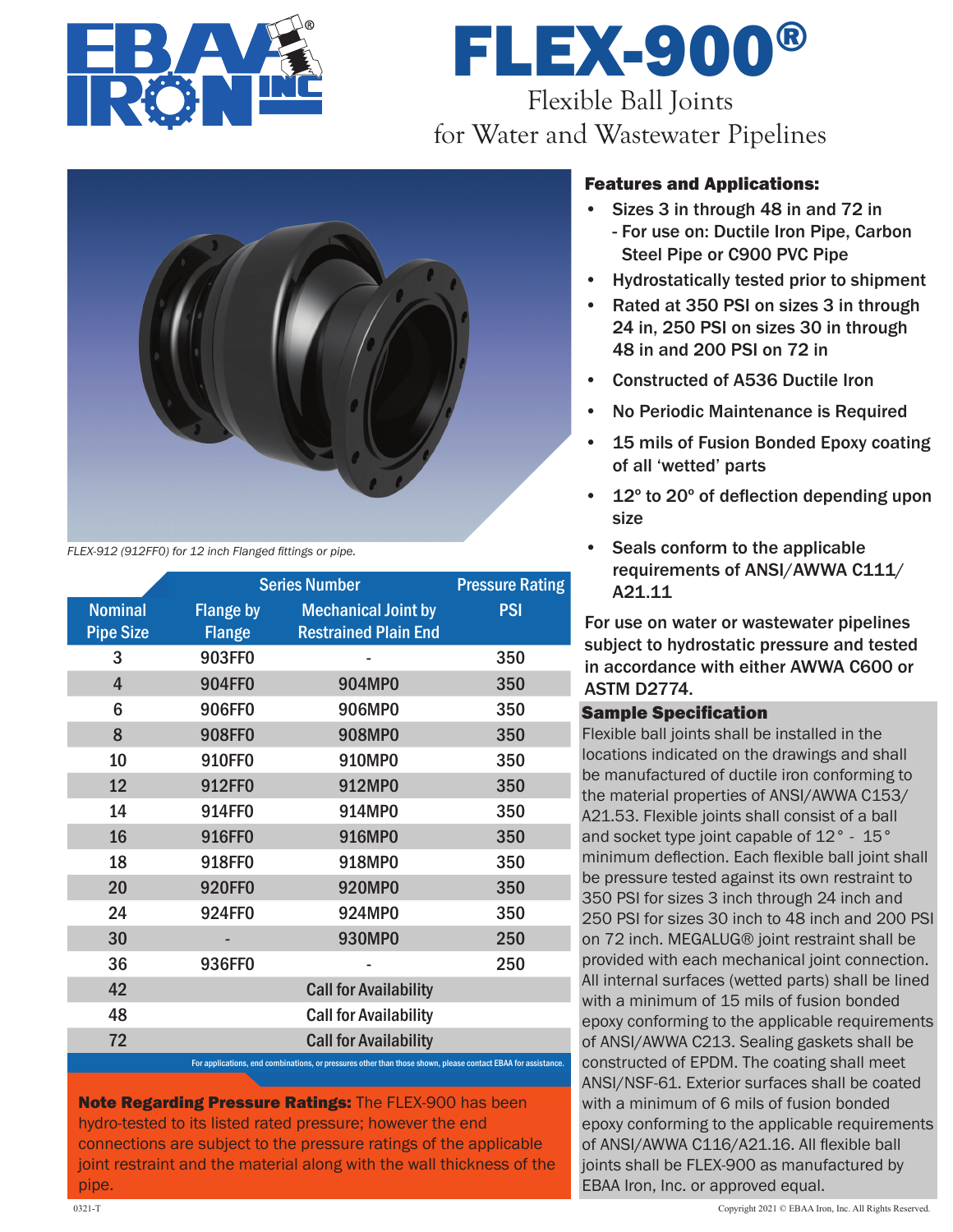# FLEX-900®

Flexible Ball Joints
for Water and Wastewater Pipelines

*FLEX-912 (912FF0) for 12 inch Flanged fittings or pipe.*

| | Series Number | | Pressure Rating |
|---|---|---|---|
| Nominal Pipe Size | Flange by Flange | Mechanical Joint by Restrained Plain End | PSI |
| 3 | 903FF0 | - | 350 |
| 4 | 904FF0 | 904MP0 | 350 |
| 6 | 906FF0 | 906MP0 | 350 |
| 8 | 908FF0 | 908MP0 | 350 |
| 10 | 910FF0 | 910MP0 | 350 |
| 12 | 912FF0 | 912MP0 | 350 |
| 14 | 914FF0 | 914MP0 | 350 |
| 16 | 916FF0 | 916MP0 | 350 |
| 18 | 918FF0 | 918MP0 | 350 |
| 20 | 920FF0 | 920MP0 | 350 |
| 24 | 924FF0 | 924MP0 | 350 |
| 30 | - | 930MP0 | 250 |
| 36 | 936FF0 | - | 250 |
| 42 | Call for Availability | | |
| 48 | Call for Availability | | |
| 72 | Call for Availability | | |

For applications, end combinations, or pressures other than those shown, please contact EBAA for assistance.

**Note Regarding Pressure Ratings:** The FLEX-900 has been hydro-tested to its listed rated pressure; however the end connections are subject to the pressure ratings of the applicable joint restraint and the material along with the wall thickness of the pipe.

### Features and Applications:

- Sizes 3 in through 48 in and 72 in
  - For use on: Ductile Iron Pipe, Carbon Steel Pipe or C900 PVC Pipe
- Hydrostatically tested prior to shipment
- Rated at 350 PSI on sizes 3 in through 24 in, 250 PSI on sizes 30 in through 48 in and 200 PSI on 72 in
- Constructed of A536 Ductile Iron
- No Periodic Maintenance is Required
- 15 mils of Fusion Bonded Epoxy coating of all 'wetted' parts
- 12° to 20° of deflection depending upon size
- Seals conform to the applicable requirements of ANSI/AWWA C111/ A21.11

For use on water or wastewater pipelines subject to hydrostatic pressure and tested in accordance with either AWWA C600 or ASTM D2774.

### Sample Specification

Flexible ball joints shall be installed in the locations indicated on the drawings and shall be manufactured of ductile iron conforming to the material properties of ANSI/AWWA C153/ A21.53. Flexible joints shall consist of a ball and socket type joint capable of 12° - 15° minimum deflection. Each flexible ball joint shall be pressure tested against its own restraint to 350 PSI for sizes 3 inch through 24 inch and 250 PSI for sizes 30 inch to 48 inch and 200 PSI on 72 inch. MEGALUG® joint restraint shall be provided with each mechanical joint connection. All internal surfaces (wetted parts) shall be lined with a minimum of 15 mils of fusion bonded epoxy conforming to the applicable requirements of ANSI/AWWA C213. Sealing gaskets shall be constructed of EPDM. The coating shall meet ANSI/NSF-61. Exterior surfaces shall be coated with a minimum of 6 mils of fusion bonded epoxy conforming to the applicable requirements of ANSI/AWWA C116/A21.16. All flexible ball joints shall be FLEX-900 as manufactured by EBAA Iron, Inc. or approved equal.

0321-T

Copyright 2021 © EBAA Iron, Inc. All Rights Reserved.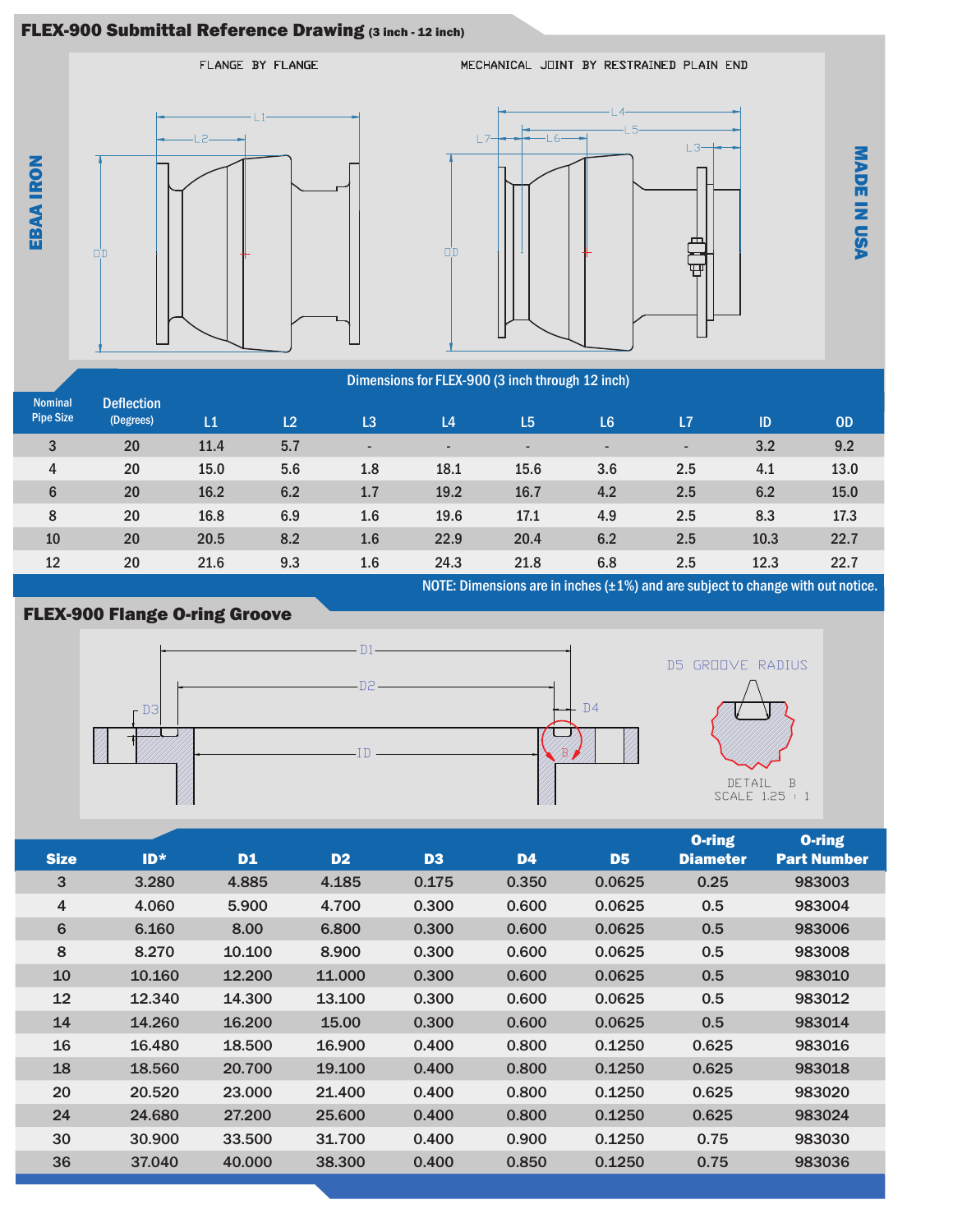## FLEX-900 Submittal Reference Drawing (3 inch - 12 inch)

EBAA IRON

MADE IN USA

FLANGE BY FLANGE

MECHANICAL JOINT BY RESTRAINED PLAIN END

### Dimensions for FLEX-900 (3 inch through 12 inch)

| Nominal Pipe Size | Deflection (Degrees) | L1 | L2 | L3 | L4 | L5 | L6 | L7 | ID | OD |
|---|---|---|---|---|---|---|---|---|---|---|
| 3 | 20 | 11.4 | 5.7 | - | - | - | - | - | 3.2 | 9.2 |
| 4 | 20 | 15.0 | 5.6 | 1.8 | 18.1 | 15.6 | 3.6 | 2.5 | 4.1 | 13.0 |
| 6 | 20 | 16.2 | 6.2 | 1.7 | 19.2 | 16.7 | 4.2 | 2.5 | 6.2 | 15.0 |
| 8 | 20 | 16.8 | 6.9 | 1.6 | 19.6 | 17.1 | 4.9 | 2.5 | 8.3 | 17.3 |
| 10 | 20 | 20.5 | 8.2 | 1.6 | 22.9 | 20.4 | 6.2 | 2.5 | 10.3 | 22.7 |
| 12 | 20 | 21.6 | 9.3 | 1.6 | 24.3 | 21.8 | 6.8 | 2.5 | 12.3 | 22.7 |

NOTE: Dimensions are in inches (±1%) and are subject to change with out notice.

## FLEX-900 Flange O-ring Groove

D5 GROOVE RADIUS

DETAIL B
SCALE 1.25 : 1

| Size | ID* | D1 | D2 | D3 | D4 | D5 | O-ring Diameter | O-ring Part Number |
|---|---|---|---|---|---|---|---|---|
| 3 | 3.280 | 4.885 | 4.185 | 0.175 | 0.350 | 0.0625 | 0.25 | 983003 |
| 4 | 4.060 | 5.900 | 4.700 | 0.300 | 0.600 | 0.0625 | 0.5 | 983004 |
| 6 | 6.160 | 8.00 | 6.800 | 0.300 | 0.600 | 0.0625 | 0.5 | 983006 |
| 8 | 8.270 | 10.100 | 8.900 | 0.300 | 0.600 | 0.0625 | 0.5 | 983008 |
| 10 | 10.160 | 12.200 | 11.000 | 0.300 | 0.600 | 0.0625 | 0.5 | 983010 |
| 12 | 12.340 | 14.300 | 13.100 | 0.300 | 0.600 | 0.0625 | 0.5 | 983012 |
| 14 | 14.260 | 16.200 | 15.00 | 0.300 | 0.600 | 0.0625 | 0.5 | 983014 |
| 16 | 16.480 | 18.500 | 16.900 | 0.400 | 0.800 | 0.1250 | 0.625 | 983016 |
| 18 | 18.560 | 20.700 | 19.100 | 0.400 | 0.800 | 0.1250 | 0.625 | 983018 |
| 20 | 20.520 | 23.000 | 21.400 | 0.400 | 0.800 | 0.1250 | 0.625 | 983020 |
| 24 | 24.680 | 27.200 | 25.600 | 0.400 | 0.800 | 0.1250 | 0.625 | 983024 |
| 30 | 30.900 | 33.500 | 31.700 | 0.400 | 0.900 | 0.1250 | 0.75 | 983030 |
| 36 | 37.040 | 40.000 | 38.300 | 0.400 | 0.850 | 0.1250 | 0.75 | 983036 |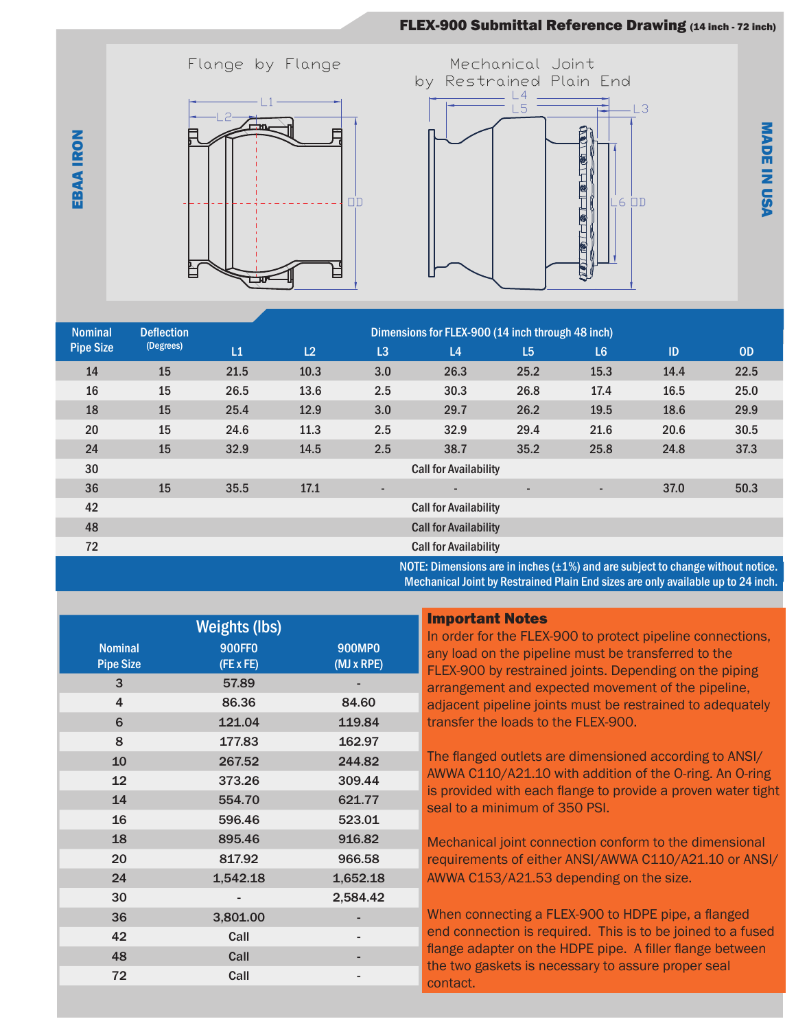# FLEX-900 Submittal Reference Drawing (14 inch - 72 inch)

EBAA IRON

MADE IN USA

Flange by Flange

Mechanical Joint by Restrained Plain End

| Nominal Pipe Size | Deflection (Degrees) | Dimensions for FLEX-900 (14 inch through 48 inch) | | | | | | | |
|---|---|---|---|---|---|---|---|---|---|
| | | L1 | L2 | L3 | L4 | L5 | L6 | ID | OD |
| 14 | 15 | 21.5 | 10.3 | 3.0 | 26.3 | 25.2 | 15.3 | 14.4 | 22.5 |
| 16 | 15 | 26.5 | 13.6 | 2.5 | 30.3 | 26.8 | 17.4 | 16.5 | 25.0 |
| 18 | 15 | 25.4 | 12.9 | 3.0 | 29.7 | 26.2 | 19.5 | 18.6 | 29.9 |
| 20 | 15 | 24.6 | 11.3 | 2.5 | 32.9 | 29.4 | 21.6 | 20.6 | 30.5 |
| 24 | 15 | 32.9 | 14.5 | 2.5 | 38.7 | 35.2 | 25.8 | 24.8 | 37.3 |
| 30 | Call for Availability | | | | | | | | |
| 36 | 15 | 35.5 | 17.1 | - | - | - | - | 37.0 | 50.3 |
| 42 | Call for Availability | | | | | | | | |
| 48 | Call for Availability | | | | | | | | |
| 72 | Call for Availability | | | | | | | | |

NOTE: Dimensions are in inches (±1%) and are subject to change without notice.
Mechanical Joint by Restrained Plain End sizes are only available up to 24 inch.

| Nominal Pipe Size | Weights (lbs) 900FF0 (FE x FE) | 900MP0 (MJ x RPE) |
|---|---|---|
| 3 | 57.89 | - |
| 4 | 86.36 | 84.60 |
| 6 | 121.04 | 119.84 |
| 8 | 177.83 | 162.97 |
| 10 | 267.52 | 244.82 |
| 12 | 373.26 | 309.44 |
| 14 | 554.70 | 621.77 |
| 16 | 596.46 | 523.01 |
| 18 | 895.46 | 916.82 |
| 20 | 817.92 | 966.58 |
| 24 | 1,542.18 | 1,652.18 |
| 30 | - | 2,584.42 |
| 36 | 3,801.00 | - |
| 42 | Call | - |
| 48 | Call | - |
| 72 | Call | - |

## Important Notes

In order for the FLEX-900 to protect pipeline connections, any load on the pipeline must be transferred to the FLEX-900 by restrained joints. Depending on the piping arrangement and expected movement of the pipeline, adjacent pipeline joints must be restrained to adequately transfer the loads to the FLEX-900.

The flanged outlets are dimensioned according to ANSI/AWWA C110/A21.10 with addition of the O-ring. An O-ring is provided with each flange to provide a proven water tight seal to a minimum of 350 PSI.

Mechanical joint connection conform to the dimensional requirements of either ANSI/AWWA C110/A21.10 or ANSI/AWWA C153/A21.53 depending on the size.

When connecting a FLEX-900 to HDPE pipe, a flanged end connection is required. This is to be joined to a fused flange adapter on the HDPE pipe. A filler flange between the two gaskets is necessary to assure proper seal contact.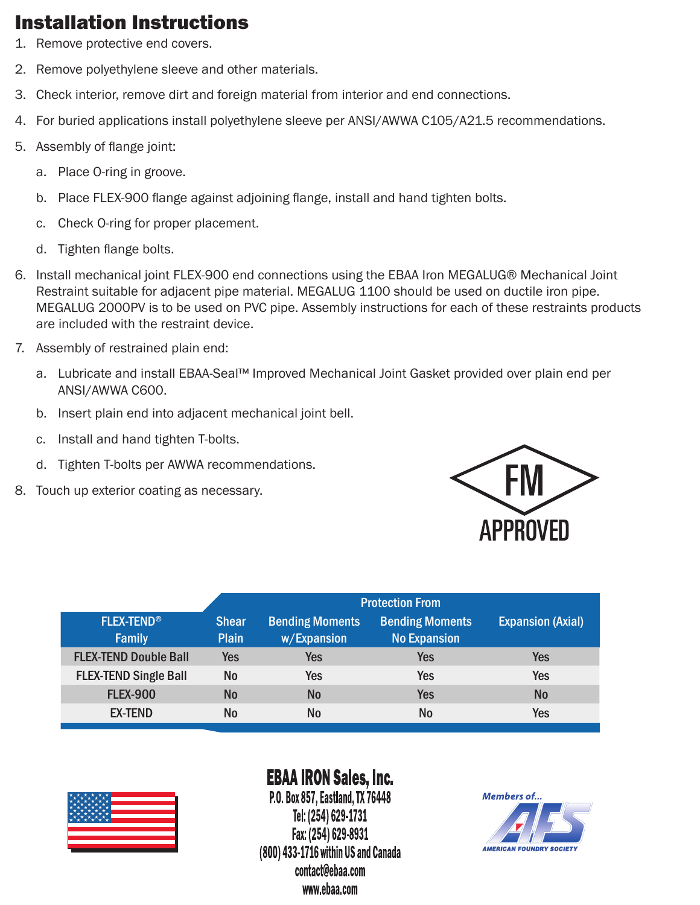## Installation Instructions

1. Remove protective end covers.
2. Remove polyethylene sleeve and other materials.
3. Check interior, remove dirt and foreign material from interior and end connections.
4. For buried applications install polyethylene sleeve per ANSI/AWWA C105/A21.5 recommendations.
5. Assembly of flange joint:
   a. Place O-ring in groove.
   b. Place FLEX-900 flange against adjoining flange, install and hand tighten bolts.
   c. Check O-ring for proper placement.
   d. Tighten flange bolts.
6. Install mechanical joint FLEX-900 end connections using the EBAA Iron MEGALUG® Mechanical Joint Restraint suitable for adjacent pipe material. MEGALUG 1100 should be used on ductile iron pipe. MEGALUG 2000PV is to be used on PVC pipe. Assembly instructions for each of these restraints products are included with the restraint device.
7. Assembly of restrained plain end:
   a. Lubricate and install EBAA-Seal™ Improved Mechanical Joint Gasket provided over plain end per ANSI/AWWA C600.
   b. Insert plain end into adjacent mechanical joint bell.
   c. Install and hand tighten T-bolts.
   d. Tighten T-bolts per AWWA recommendations.
8. Touch up exterior coating as necessary.

FM APPROVED

| FLEX-TEND® Family | Protection From: Shear Plain | Bending Moments w/Expansion | Bending Moments No Expansion | Expansion (Axial) |
|---|---|---|---|---|
| FLEX-TEND Double Ball | Yes | Yes | Yes | Yes |
| FLEX-TEND Single Ball | No | Yes | Yes | Yes |
| FLEX-900 | No | No | Yes | No |
| EX-TEND | No | No | No | Yes |

**EBAA IRON Sales, Inc.**
P.O. Box 857, Eastland, TX 76448
Tel: (254) 629-1731
Fax: (254) 629-8931
(800) 433-1716 within US and Canada
contact@ebaa.com
www.ebaa.com

Members of... AFS AMERICAN FOUNDRY SOCIETY